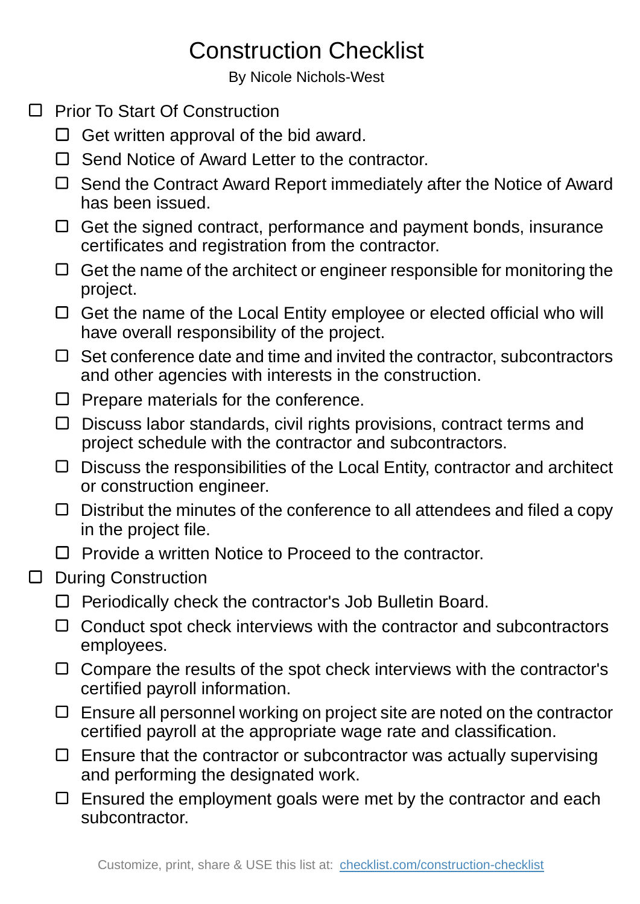# Construction Checklist

By Nicole Nichols-West

- [ ] Prior To Start Of Construction
  - [ ] Get written approval of the bid award.
  - [ ] Send Notice of Award Letter to the contractor.
  - [ ] Send the Contract Award Report immediately after the Notice of Award has been issued.
  - [ ] Get the signed contract, performance and payment bonds, insurance certificates and registration from the contractor.
  - [ ] Get the name of the architect or engineer responsible for monitoring the project.
  - [ ] Get the name of the Local Entity employee or elected official who will have overall responsibility of the project.
  - [ ] Set conference date and time and invited the contractor, subcontractors and other agencies with interests in the construction.
  - [ ] Prepare materials for the conference.
  - [ ] Discuss labor standards, civil rights provisions, contract terms and project schedule with the contractor and subcontractors.
  - [ ] Discuss the responsibilities of the Local Entity, contractor and architect or construction engineer.
  - [ ] Distribute the minutes of the conference to all attendees and filed a copy in the project file.
  - [ ] Provide a written Notice to Proceed to the contractor.
- [ ] During Construction
  - [ ] Periodically check the contractor's Job Bulletin Board.
  - [ ] Conduct spot check interviews with the contractor and subcontractors employees.
  - [ ] Compare the results of the spot check interviews with the contractor's certified payroll information.
  - [ ] Ensure all personnel working on project site are noted on the contractor certified payroll at the appropriate wage rate and classification.
  - [ ] Ensure that the contractor or subcontractor was actually supervising and performing the designated work.
  - [ ] Ensured the employment goals were met by the contractor and each subcontractor.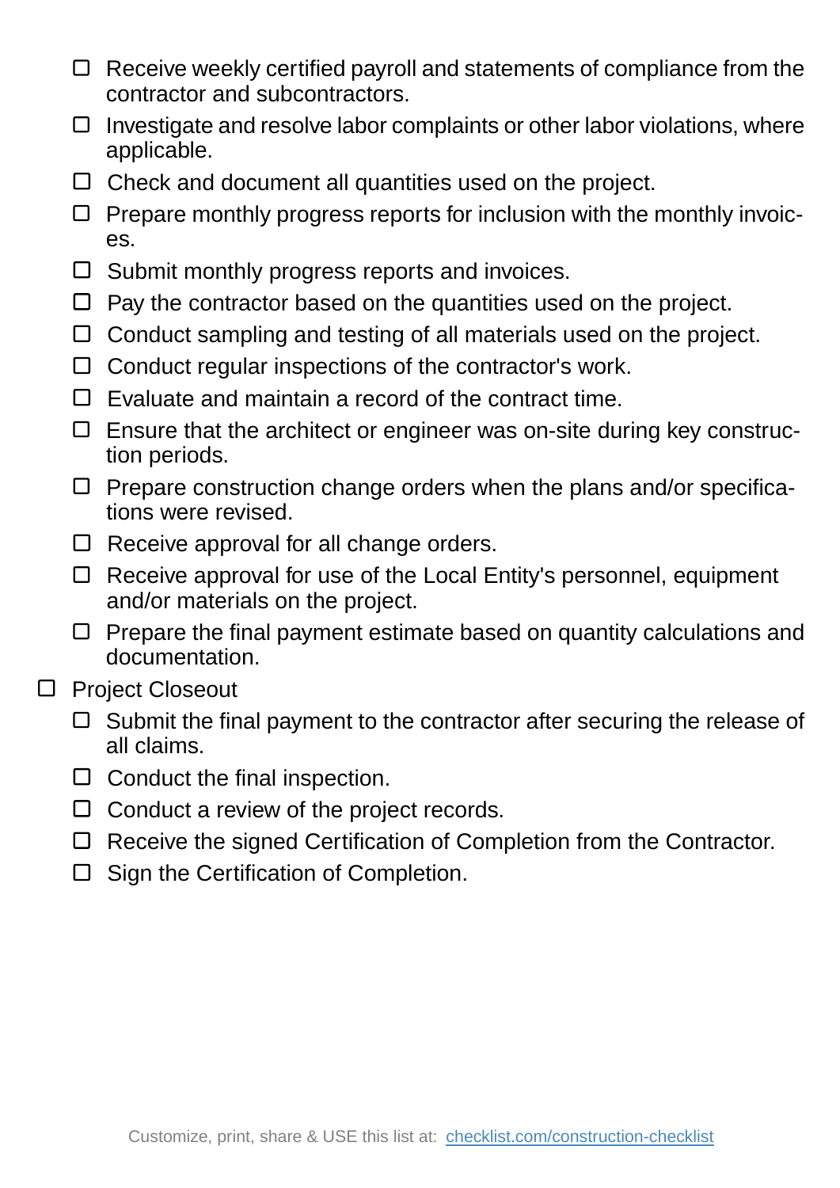- [ ] Receive weekly certified payroll and statements of compliance from the contractor and subcontractors.
  - [ ] Investigate and resolve labor complaints or other labor violations, where applicable.
  - [ ] Check and document all quantities used on the project.
  - [ ] Prepare monthly progress reports for inclusion with the monthly invoices.
  - [ ] Submit monthly progress reports and invoices.
  - [ ] Pay the contractor based on the quantities used on the project.
  - [ ] Conduct sampling and testing of all materials used on the project.
  - [ ] Conduct regular inspections of the contractor's work.
  - [ ] Evaluate and maintain a record of the contract time.
  - [ ] Ensure that the architect or engineer was on-site during key construction periods.
  - [ ] Prepare construction change orders when the plans and/or specifications were revised.
  - [ ] Receive approval for all change orders.
  - [ ] Receive approval for use of the Local Entity's personnel, equipment and/or materials on the project.
  - [ ] Prepare the final payment estimate based on quantity calculations and documentation.
- [ ] Project Closeout
  - [ ] Submit the final payment to the contractor after securing the release of all claims.
  - [ ] Conduct the final inspection.
  - [ ] Conduct a review of the project records.
  - [ ] Receive the signed Certification of Completion from the Contractor.
  - [ ] Sign the Certification of Completion.

Customize, print, share & USE this list at: [checklist.com/construction-checklist](https://checklist.com/construction-checklist)